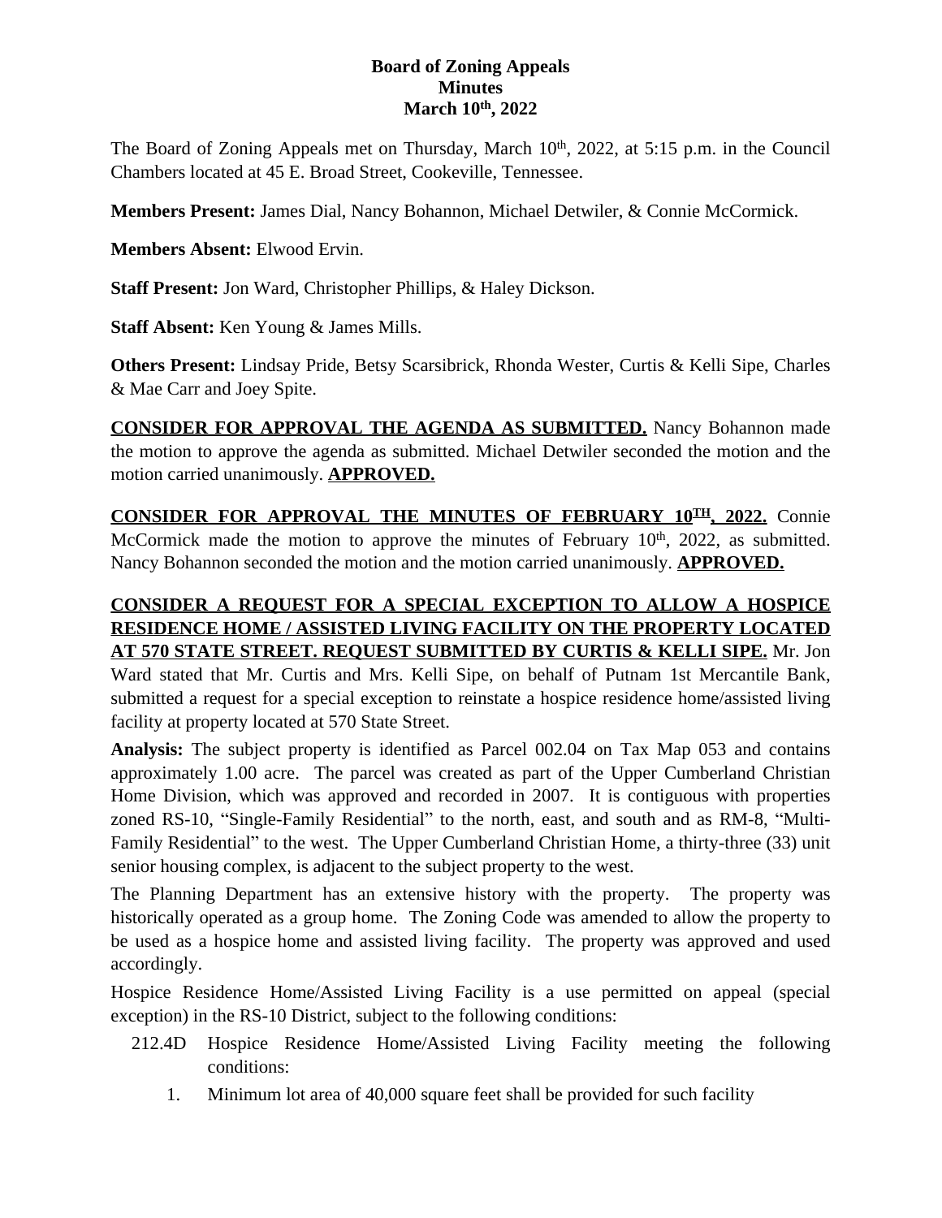# Board of Zoning Appeals
## Minutes
## March 10th, 2022

The Board of Zoning Appeals met on Thursday, March 10th, 2022, at 5:15 p.m. in the Council Chambers located at 45 E. Broad Street, Cookeville, Tennessee.

**Members Present:** James Dial, Nancy Bohannon, Michael Detwiler, & Connie McCormick.

**Members Absent:** Elwood Ervin.

**Staff Present:** Jon Ward, Christopher Phillips, & Haley Dickson.

**Staff Absent:** Ken Young & James Mills.

**Others Present:** Lindsay Pride, Betsy Scarsibrick, Rhonda Wester, Curtis & Kelli Sipe, Charles & Mae Carr and Joey Spite.

**CONSIDER FOR APPROVAL THE AGENDA AS SUBMITTED.** Nancy Bohannon made the motion to approve the agenda as submitted. Michael Detwiler seconded the motion and the motion carried unanimously. **APPROVED.**

**CONSIDER FOR APPROVAL THE MINUTES OF FEBRUARY 10TH, 2022.** Connie McCormick made the motion to approve the minutes of February 10th, 2022, as submitted. Nancy Bohannon seconded the motion and the motion carried unanimously. **APPROVED.**

**CONSIDER A REQUEST FOR A SPECIAL EXCEPTION TO ALLOW A HOSPICE RESIDENCE HOME / ASSISTED LIVING FACILITY ON THE PROPERTY LOCATED AT 570 STATE STREET. REQUEST SUBMITTED BY CURTIS & KELLI SIPE.** Mr. Jon Ward stated that Mr. Curtis and Mrs. Kelli Sipe, on behalf of Putnam 1st Mercantile Bank, submitted a request for a special exception to reinstate a hospice residence home/assisted living facility at property located at 570 State Street.

**Analysis:** The subject property is identified as Parcel 002.04 on Tax Map 053 and contains approximately 1.00 acre. The parcel was created as part of the Upper Cumberland Christian Home Division, which was approved and recorded in 2007. It is contiguous with properties zoned RS-10, "Single-Family Residential" to the north, east, and south and as RM-8, "Multi-Family Residential" to the west. The Upper Cumberland Christian Home, a thirty-three (33) unit senior housing complex, is adjacent to the subject property to the west.

The Planning Department has an extensive history with the property. The property was historically operated as a group home. The Zoning Code was amended to allow the property to be used as a hospice home and assisted living facility. The property was approved and used accordingly.

Hospice Residence Home/Assisted Living Facility is a use permitted on appeal (special exception) in the RS-10 District, subject to the following conditions:

212.4D Hospice Residence Home/Assisted Living Facility meeting the following conditions:

1. Minimum lot area of 40,000 square feet shall be provided for such facility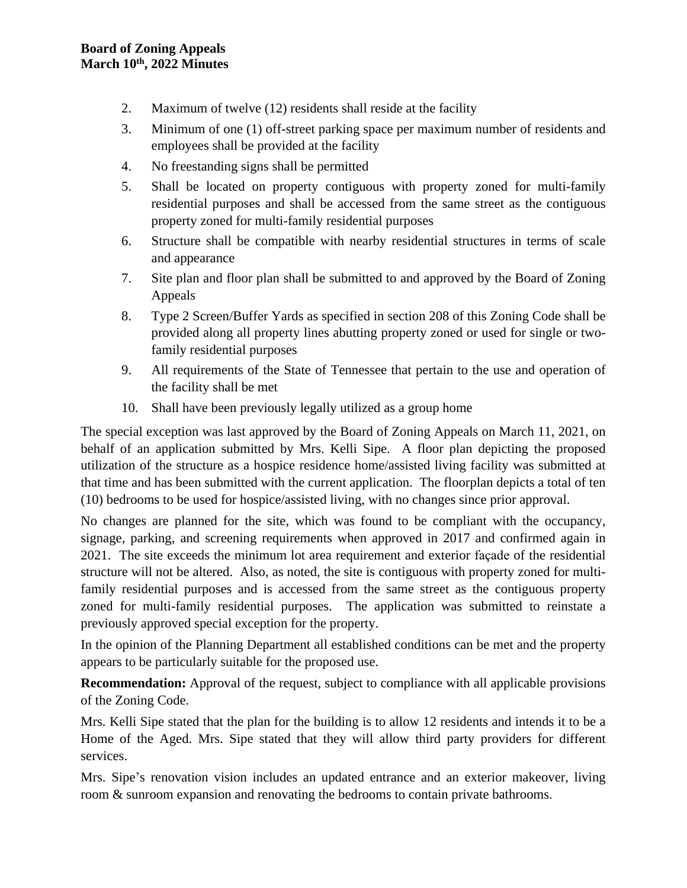2. Maximum of twelve (12) residents shall reside at the facility
3. Minimum of one (1) off-street parking space per maximum number of residents and employees shall be provided at the facility
4. No freestanding signs shall be permitted
5. Shall be located on property contiguous with property zoned for multi-family residential purposes and shall be accessed from the same street as the contiguous property zoned for multi-family residential purposes
6. Structure shall be compatible with nearby residential structures in terms of scale and appearance
7. Site plan and floor plan shall be submitted to and approved by the Board of Zoning Appeals
8. Type 2 Screen/Buffer Yards as specified in section 208 of this Zoning Code shall be provided along all property lines abutting property zoned or used for single or two-family residential purposes
9. All requirements of the State of Tennessee that pertain to the use and operation of the facility shall be met
10. Shall have been previously legally utilized as a group home

The special exception was last approved by the Board of Zoning Appeals on March 11, 2021, on behalf of an application submitted by Mrs. Kelli Sipe. A floor plan depicting the proposed utilization of the structure as a hospice residence home/assisted living facility was submitted at that time and has been submitted with the current application. The floorplan depicts a total of ten (10) bedrooms to be used for hospice/assisted living, with no changes since prior approval.

No changes are planned for the site, which was found to be compliant with the occupancy, signage, parking, and screening requirements when approved in 2017 and confirmed again in 2021. The site exceeds the minimum lot area requirement and exterior façade of the residential structure will not be altered. Also, as noted, the site is contiguous with property zoned for multi-family residential purposes and is accessed from the same street as the contiguous property zoned for multi-family residential purposes. The application was submitted to reinstate a previously approved special exception for the property.

In the opinion of the Planning Department all established conditions can be met and the property appears to be particularly suitable for the proposed use.

**Recommendation:** Approval of the request, subject to compliance with all applicable provisions of the Zoning Code.

Mrs. Kelli Sipe stated that the plan for the building is to allow 12 residents and intends it to be a Home of the Aged. Mrs. Sipe stated that they will allow third party providers for different services.

Mrs. Sipe's renovation vision includes an updated entrance and an exterior makeover, living room & sunroom expansion and renovating the bedrooms to contain private bathrooms.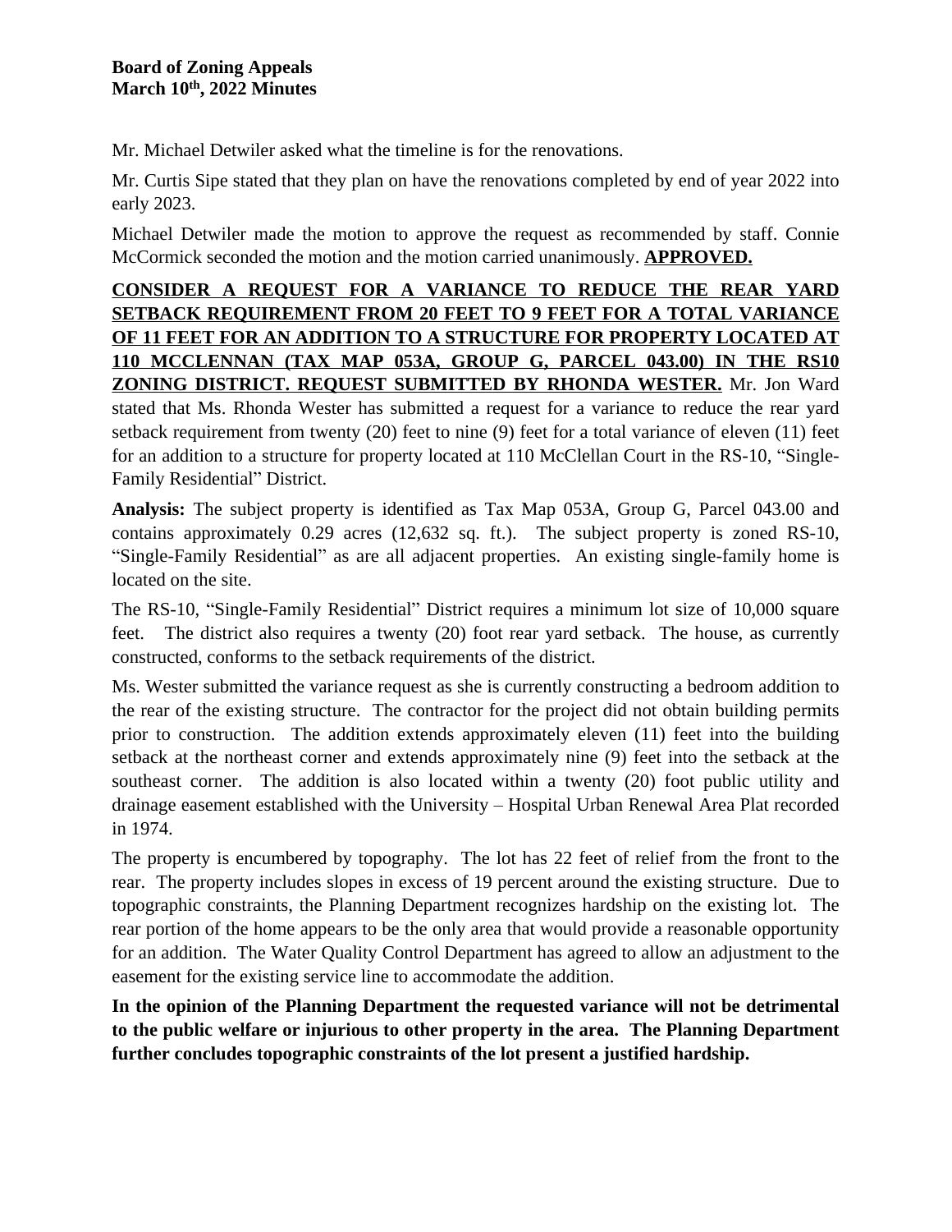Mr. Michael Detwiler asked what the timeline is for the renovations.

Mr. Curtis Sipe stated that they plan on have the renovations completed by end of year 2022 into early 2023.

Michael Detwiler made the motion to approve the request as recommended by staff. Connie McCormick seconded the motion and the motion carried unanimously. **APPROVED.**

**CONSIDER A REQUEST FOR A VARIANCE TO REDUCE THE REAR YARD SETBACK REQUIREMENT FROM 20 FEET TO 9 FEET FOR A TOTAL VARIANCE OF 11 FEET FOR AN ADDITION TO A STRUCTURE FOR PROPERTY LOCATED AT 110 MCCLENNAN (TAX MAP 053A, GROUP G, PARCEL 043.00) IN THE RS10 ZONING DISTRICT. REQUEST SUBMITTED BY RHONDA WESTER.** Mr. Jon Ward stated that Ms. Rhonda Wester has submitted a request for a variance to reduce the rear yard setback requirement from twenty (20) feet to nine (9) feet for a total variance of eleven (11) feet for an addition to a structure for property located at 110 McClellan Court in the RS-10, "Single-Family Residential" District.

**Analysis:** The subject property is identified as Tax Map 053A, Group G, Parcel 043.00 and contains approximately 0.29 acres (12,632 sq. ft.). The subject property is zoned RS-10, "Single-Family Residential" as are all adjacent properties. An existing single-family home is located on the site.

The RS-10, "Single-Family Residential" District requires a minimum lot size of 10,000 square feet. The district also requires a twenty (20) foot rear yard setback. The house, as currently constructed, conforms to the setback requirements of the district.

Ms. Wester submitted the variance request as she is currently constructing a bedroom addition to the rear of the existing structure. The contractor for the project did not obtain building permits prior to construction. The addition extends approximately eleven (11) feet into the building setback at the northeast corner and extends approximately nine (9) feet into the setback at the southeast corner. The addition is also located within a twenty (20) foot public utility and drainage easement established with the University – Hospital Urban Renewal Area Plat recorded in 1974.

The property is encumbered by topography. The lot has 22 feet of relief from the front to the rear. The property includes slopes in excess of 19 percent around the existing structure. Due to topographic constraints, the Planning Department recognizes hardship on the existing lot. The rear portion of the home appears to be the only area that would provide a reasonable opportunity for an addition. The Water Quality Control Department has agreed to allow an adjustment to the easement for the existing service line to accommodate the addition.

**In the opinion of the Planning Department the requested variance will not be detrimental to the public welfare or injurious to other property in the area. The Planning Department further concludes topographic constraints of the lot present a justified hardship.**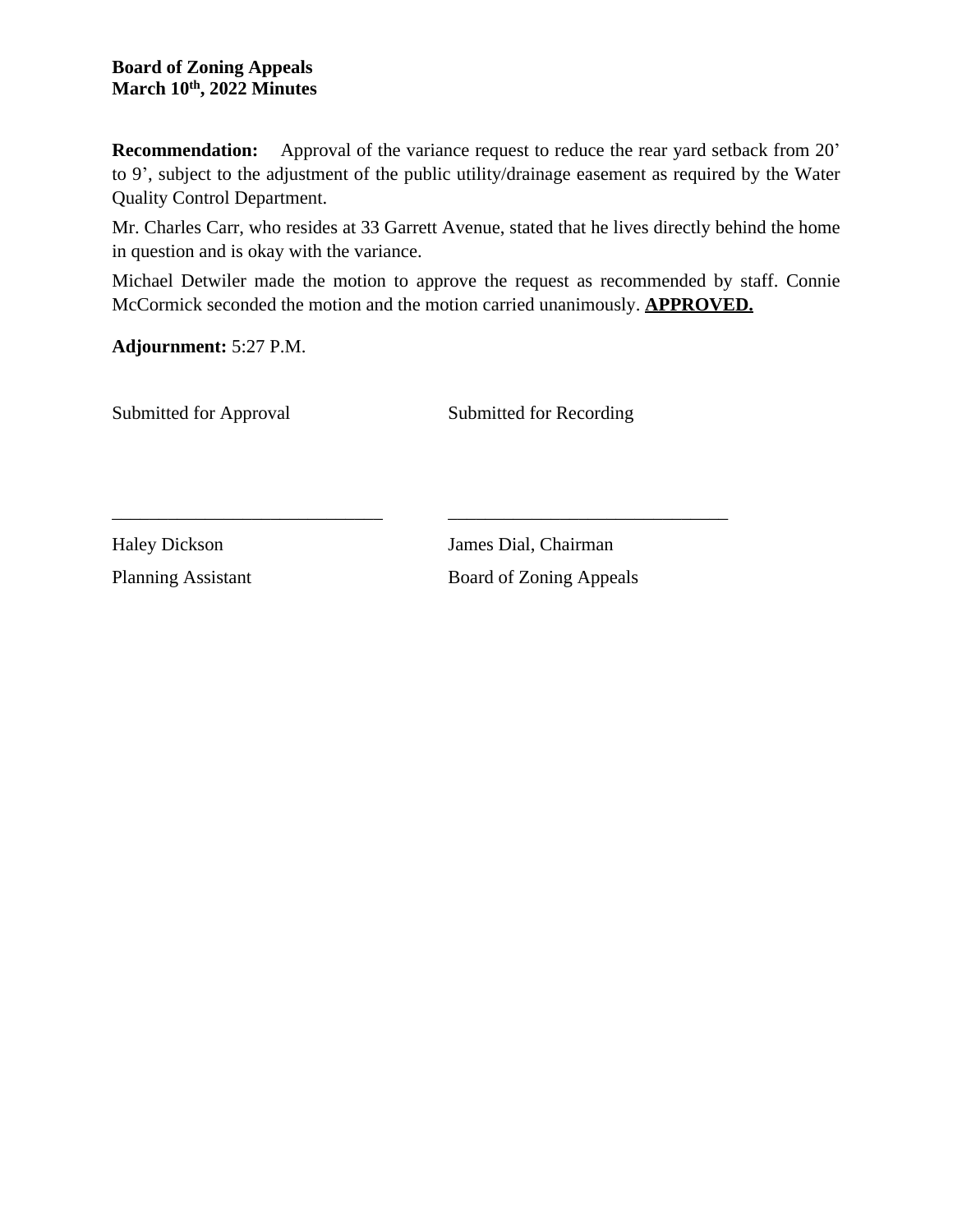**Board of Zoning Appeals**
**March 10th, 2022 Minutes**

**Recommendation:** Approval of the variance request to reduce the rear yard setback from 20' to 9', subject to the adjustment of the public utility/drainage easement as required by the Water Quality Control Department.

Mr. Charles Carr, who resides at 33 Garrett Avenue, stated that he lives directly behind the home in question and is okay with the variance.

Michael Detwiler made the motion to approve the request as recommended by staff. Connie McCormick seconded the motion and the motion carried unanimously. **APPROVED.**

**Adjournment:** 5:27 P.M.

| | |
|---|---|
| Submitted for Approval | Submitted for Recording |
| _____________________________ | ______________________________ |
| Haley Dickson | James Dial, Chairman |
| Planning Assistant | Board of Zoning Appeals |